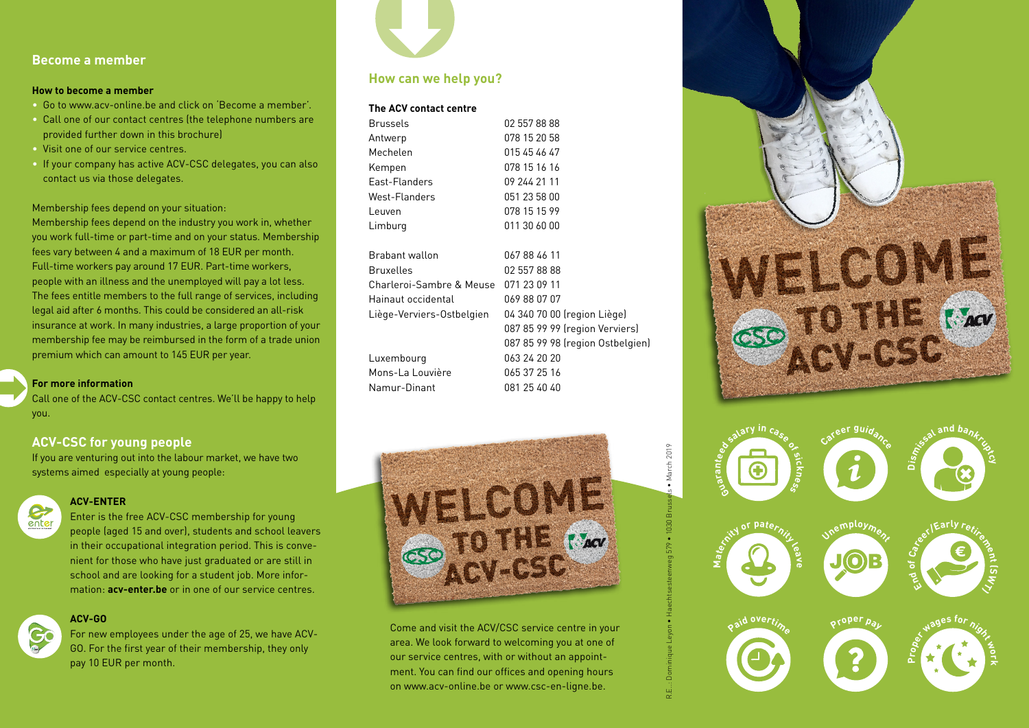## Become a member

**How to become a member**

- Go to www.acv-online.be and click on 'Become a member'.
- Call one of our contact centres (the telephone numbers are provided further down in this brochure)
- Visit one of our service centres.
- If your company has active ACV-CSC delegates, you can also contact us via those delegates.

Membership fees depend on your situation:
Membership fees depend on the industry you work in, whether you work full-time or part-time and on your status. Membership fees vary between 4 and a maximum of 18 EUR per month. Full-time workers pay around 17 EUR. Part-time workers, people with an illness and the unemployed will pay a lot less. The fees entitle members to the full range of services, including legal aid after 6 months. This could be considered an all-risk insurance at work. In many industries, a large proportion of your membership fee may be reimbursed in the form of a trade union premium which can amount to 145 EUR per year.

**For more information**
Call one of the ACV-CSC contact centres. We'll be happy to help you.

## ACV-CSC for young people

If you are venturing out into the labour market, we have two systems aimed especially at young people:

**ACV-ENTER**
Enter is the free ACV-CSC membership for young people (aged 15 and over), students and school leavers in their occupational integration period. This is convenient for those who have just graduated or are still in school and are looking for a student job. More information: **acv-enter.be** or in one of our service centres.

**ACV-GO**
For new employees under the age of 25, we have ACV-GO. For the first year of their membership, they only pay 10 EUR per month.

## How can we help you?

**The ACV contact centre**

| | |
|---|---|
| Brussels | 02 557 88 88 |
| Antwerp | 078 15 20 58 |
| Mechelen | 015 45 46 47 |
| Kempen | 078 15 16 16 |
| East-Flanders | 09 244 21 11 |
| West-Flanders | 051 23 58 00 |
| Leuven | 078 15 15 99 |
| Limburg | 011 30 60 00 |
| Brabant wallon | 067 88 46 11 |
| Bruxelles | 02 557 88 88 |
| Charleroi-Sambre & Meuse | 071 23 09 11 |
| Hainaut occidental | 069 88 07 07 |
| Liège-Verviers-Ostbelgien | 04 340 70 00 (region Liège)<br>087 85 99 99 (region Verviers)<br>087 85 99 98 (region Ostbelgien) |
| Luxembourg | 063 24 20 20 |
| Mons-La Louvière | 065 37 25 16 |
| Namur-Dinant | 081 25 40 40 |

Come and visit the ACV/CSC service centre in your area. We look forward to welcoming you at one of our service centres, with or without an appointment. You can find our offices and opening hours on www.acv-online.be or www.csc-en-ligne.be.

R.E.: Dominique Leyon • Haachtsesteenweg 579 • 1030 Brussels • March 2019

WELCOME TO THE ACV-CSC

Guaranteed salary in case of sickness · Career guidance · Dismissal and bankruptcy · Maternity or paternity leave · Unemployment · End of Career/Early retirement (SWT) · Paid overtime · Proper pay · Proper wages for night work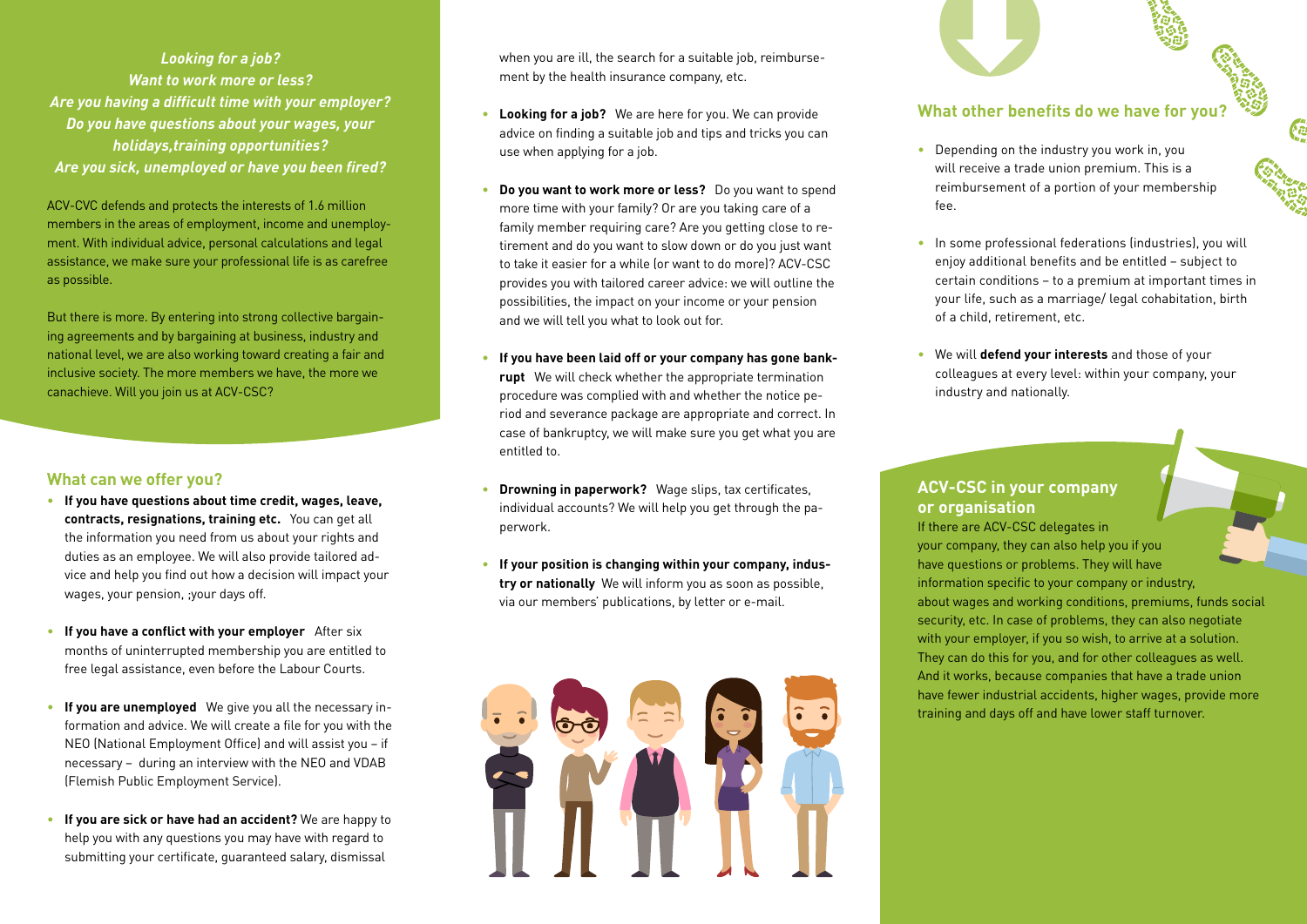*__Looking for a job?__*
*__Want to work more or less?__*
*__Are you having a difficult time with your employer?__*
*__Do you have questions about your wages, your holidays,training opportunities?__*
*__Are you sick, unemployed or have you been fired?__*

ACV-CVC defends and protects the interests of 1.6 million members in the areas of employment, income and unemployment. With individual advice, personal calculations and legal assistance, we make sure your professional life is as carefree as possible.

But there is more. By entering into strong collective bargaining agreements and by bargaining at business, industry and national level, we are also working toward creating a fair and inclusive society. The more members we have, the more we canachieve. Will you join us at ACV-CSC?

## What can we offer you?

- **If you have questions about time credit, wages, leave, contracts, resignations, training etc.** You can get all the information you need from us about your rights and duties as an employee. We will also provide tailored advice and help you find out how a decision will impact your wages, your pension, ;your days off.
- **If you have a conflict with your employer** After six months of uninterrupted membership you are entitled to free legal assistance, even before the Labour Courts.
- **If you are unemployed** We give you all the necessary information and advice. We will create a file for you with the NEO (National Employment Office) and will assist you – if necessary – during an interview with the NEO and VDAB (Flemish Public Employment Service).
- **If you are sick or have had an accident?** We are happy to help you with any questions you may have with regard to submitting your certificate, guaranteed salary, dismissal when you are ill, the search for a suitable job, reimbursement by the health insurance company, etc.
- **Looking for a job?** We are here for you. We can provide advice on finding a suitable job and tips and tricks you can use when applying for a job.
- **Do you want to work more or less?** Do you want to spend more time with your family? Or are you taking care of a family member requiring care? Are you getting close to retirement and do you want to slow down or do you just want to take it easier for a while (or want to do more)? ACV-CSC provides you with tailored career advice: we will outline the possibilities, the impact on your income or your pension and we will tell you what to look out for.
- **If you have been laid off or your company has gone bankrupt** We will check whether the appropriate termination procedure was complied with and whether the notice period and severance package are appropriate and correct. In case of bankruptcy, we will make sure you get what you are entitled to.
- **Drowning in paperwork?** Wage slips, tax certificates, individual accounts? We will help you get through the paperwork.
- **If your position is changing within your company, industry or nationally** We will inform you as soon as possible, via our members' publications, by letter or e-mail.

## What other benefits do we have for you?

- Depending on the industry you work in, you will receive a trade union premium. This is a reimbursement of a portion of your membership fee.
- In some professional federations (industries), you will enjoy additional benefits and be entitled – subject to certain conditions – to a premium at important times in your life, such as a marriage/ legal cohabitation, birth of a child, retirement, etc.
- We will **defend your interests** and those of your colleagues at every level: within your company, your industry and nationally.

## ACV-CSC in your company or organisation

If there are ACV-CSC delegates in your company, they can also help you if you have questions or problems. They will have information specific to your company or industry, about wages and working conditions, premiums, funds social security, etc. In case of problems, they can also negotiate with your employer, if you so wish, to arrive at a solution. They can do this for you, and for other colleagues as well. And it works, because companies that have a trade union have fewer industrial accidents, higher wages, provide more training and days off and have lower staff turnover.